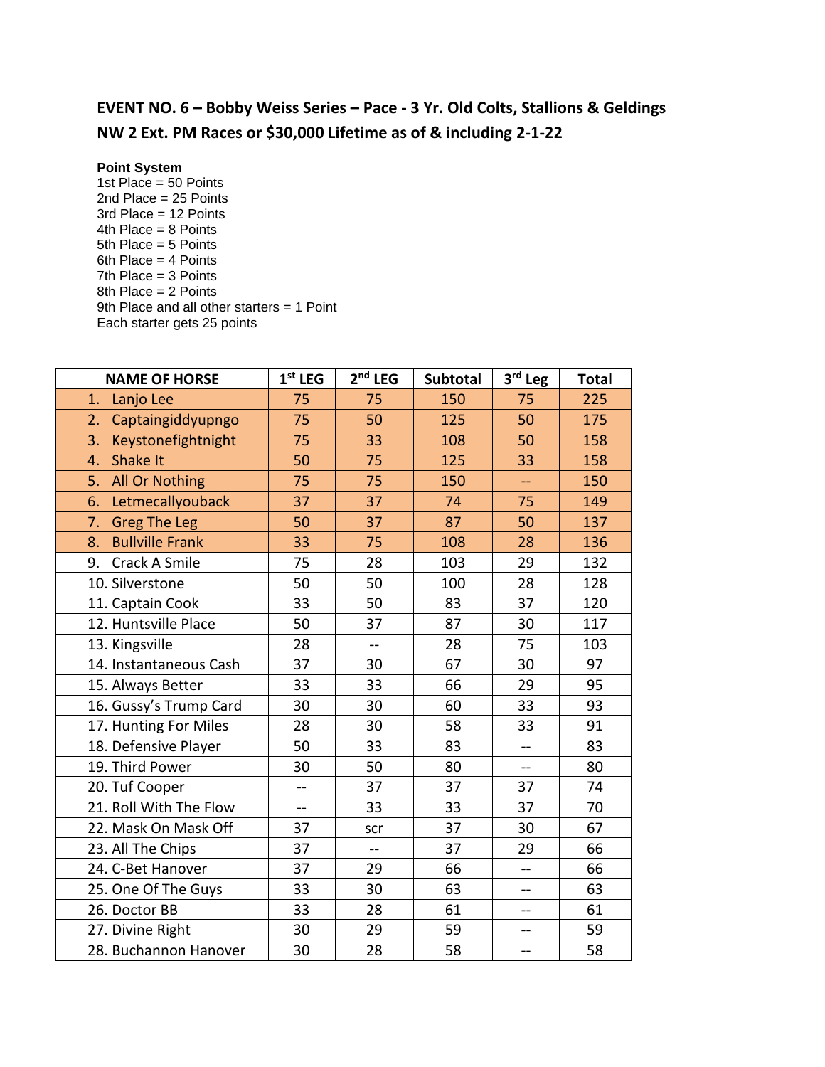## EVENT NO. 6 – Bobby Weiss Series – Pace - 3 Yr. Old Colts, Stallions & Geldings

## NW 2 Ext. PM Races or $30,000 Lifetime as of & including 2-1-22

**Point System**

1st Place = 50 Points
2nd Place = 25 Points
3rd Place = 12 Points
4th Place = 8 Points
5th Place = 5 Points
6th Place = 4 Points
7th Place = 3 Points
8th Place = 2 Points
9th Place and all other starters = 1 Point
Each starter gets 25 points

| NAME OF HORSE | 1st LEG | 2nd LEG | Subtotal | 3rd Leg | Total |
|---|---|---|---|---|---|
| 1. Lanjo Lee | 75 | 75 | 150 | 75 | 225 |
| 2. Captaingiddyupngo | 75 | 50 | 125 | 50 | 175 |
| 3. Keystonefightnight | 75 | 33 | 108 | 50 | 158 |
| 4. Shake It | 50 | 75 | 125 | 33 | 158 |
| 5. All Or Nothing | 75 | 75 | 150 | -- | 150 |
| 6. Letmecallyouback | 37 | 37 | 74 | 75 | 149 |
| 7. Greg The Leg | 50 | 37 | 87 | 50 | 137 |
| 8. Bullville Frank | 33 | 75 | 108 | 28 | 136 |
| 9. Crack A Smile | 75 | 28 | 103 | 29 | 132 |
| 10. Silverstone | 50 | 50 | 100 | 28 | 128 |
| 11. Captain Cook | 33 | 50 | 83 | 37 | 120 |
| 12. Huntsville Place | 50 | 37 | 87 | 30 | 117 |
| 13. Kingsville | 28 | -- | 28 | 75 | 103 |
| 14. Instantaneous Cash | 37 | 30 | 67 | 30 | 97 |
| 15. Always Better | 33 | 33 | 66 | 29 | 95 |
| 16. Gussy's Trump Card | 30 | 30 | 60 | 33 | 93 |
| 17. Hunting For Miles | 28 | 30 | 58 | 33 | 91 |
| 18. Defensive Player | 50 | 33 | 83 | -- | 83 |
| 19. Third Power | 30 | 50 | 80 | -- | 80 |
| 20. Tuf Cooper | -- | 37 | 37 | 37 | 74 |
| 21. Roll With The Flow | -- | 33 | 33 | 37 | 70 |
| 22. Mask On Mask Off | 37 | scr | 37 | 30 | 67 |
| 23. All The Chips | 37 | -- | 37 | 29 | 66 |
| 24. C-Bet Hanover | 37 | 29 | 66 | -- | 66 |
| 25. One Of The Guys | 33 | 30 | 63 | -- | 63 |
| 26. Doctor BB | 33 | 28 | 61 | -- | 61 |
| 27. Divine Right | 30 | 29 | 59 | -- | 59 |
| 28. Buchannon Hanover | 30 | 28 | 58 | -- | 58 |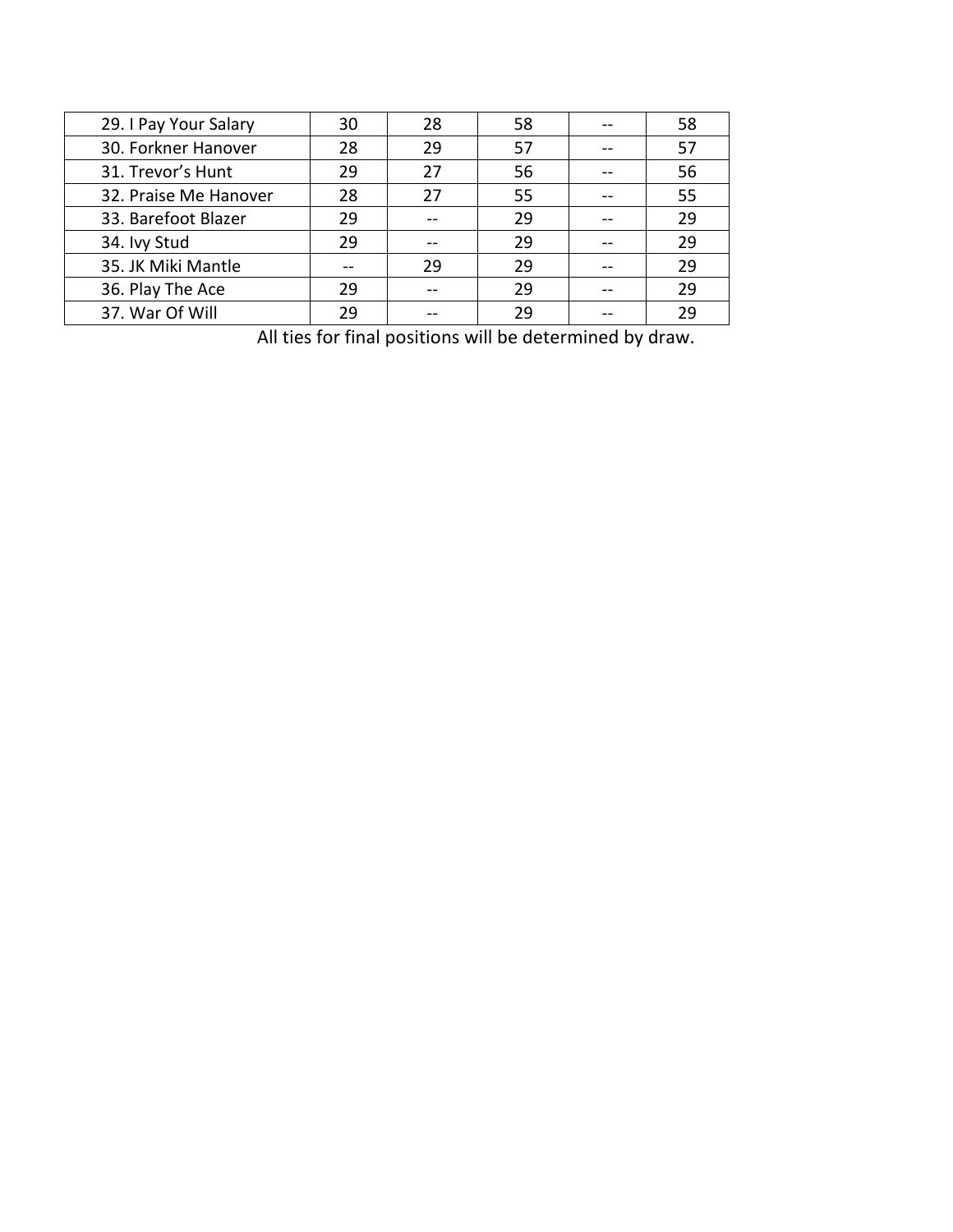| | | | | | |
|---|---|---|---|---|---|
| 29. I Pay Your Salary | 30 | 28 | 58 | -- | 58 |
| 30. Forkner Hanover | 28 | 29 | 57 | -- | 57 |
| 31. Trevor's Hunt | 29 | 27 | 56 | -- | 56 |
| 32. Praise Me Hanover | 28 | 27 | 55 | -- | 55 |
| 33. Barefoot Blazer | 29 | -- | 29 | -- | 29 |
| 34. Ivy Stud | 29 | -- | 29 | -- | 29 |
| 35. JK Miki Mantle | -- | 29 | 29 | -- | 29 |
| 36. Play The Ace | 29 | -- | 29 | -- | 29 |
| 37. War Of Will | 29 | -- | 29 | -- | 29 |

All ties for final positions will be determined by draw.